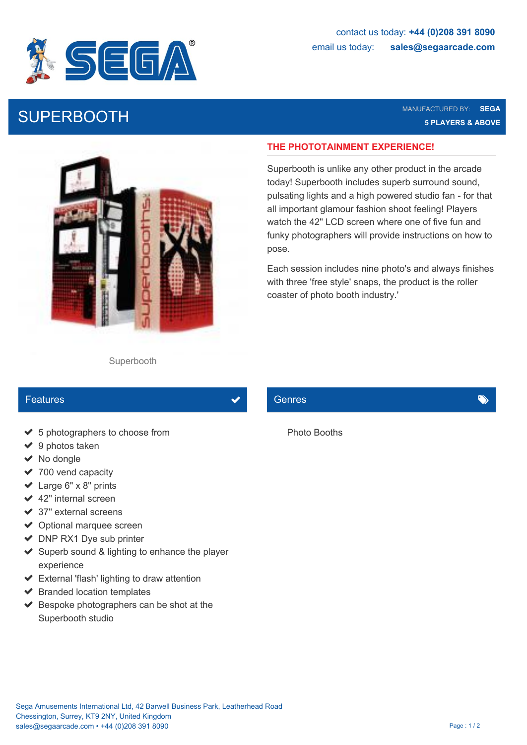contact us today: **+44 (0)208 391 8090**
email us today: **sales@segaarcade.com**

# SUPERBOOTH

MANUFACTURED BY: **SEGA**
**5 PLAYERS & ABOVE**

Superbooth

## THE PHOTOTAINMENT EXPERIENCE!

Superbooth is unlike any other product in the arcade today! Superbooth includes superb surround sound, pulsating lights and a high powered studio fan - for that all important glamour fashion shoot feeling! Players watch the 42" LCD screen where one of five fun and funky photographers will provide instructions on how to pose.

Each session includes nine photo's and always finishes with three 'free style' snaps, the product is the roller coaster of photo booth industry.'

## Features

- 5 photographers to choose from
- 9 photos taken
- No dongle
- 700 vend capacity
- Large 6" x 8" prints
- 42" internal screen
- 37" external screens
- Optional marquee screen
- DNP RX1 Dye sub printer
- Superb sound & lighting to enhance the player experience
- External 'flash' lighting to draw attention
- Branded location templates
- Bespoke photographers can be shot at the Superbooth studio

## Genres

Photo Booths

Sega Amusements International Ltd, 42 Barwell Business Park, Leatherhead Road
Chessington, Surrey, KT9 2NY, United Kingdom
sales@segaarcade.com • +44 (0)208 391 8090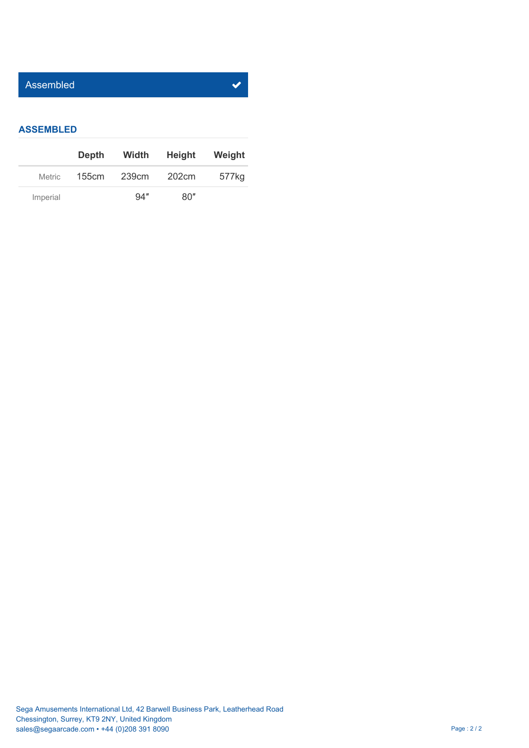Assembled ✔

## ASSEMBLED

| | Depth | Width | Height | Weight |
|---|---|---|---|---|
| Metric | 155cm | 239cm | 202cm | 577kg |
| Imperial | | 94″ | 80″ | |

Sega Amusements International Ltd, 42 Barwell Business Park, Leatherhead Road
Chessington, Surrey, KT9 2NY, United Kingdom
sales@segaarcade.com • +44 (0)208 391 8090